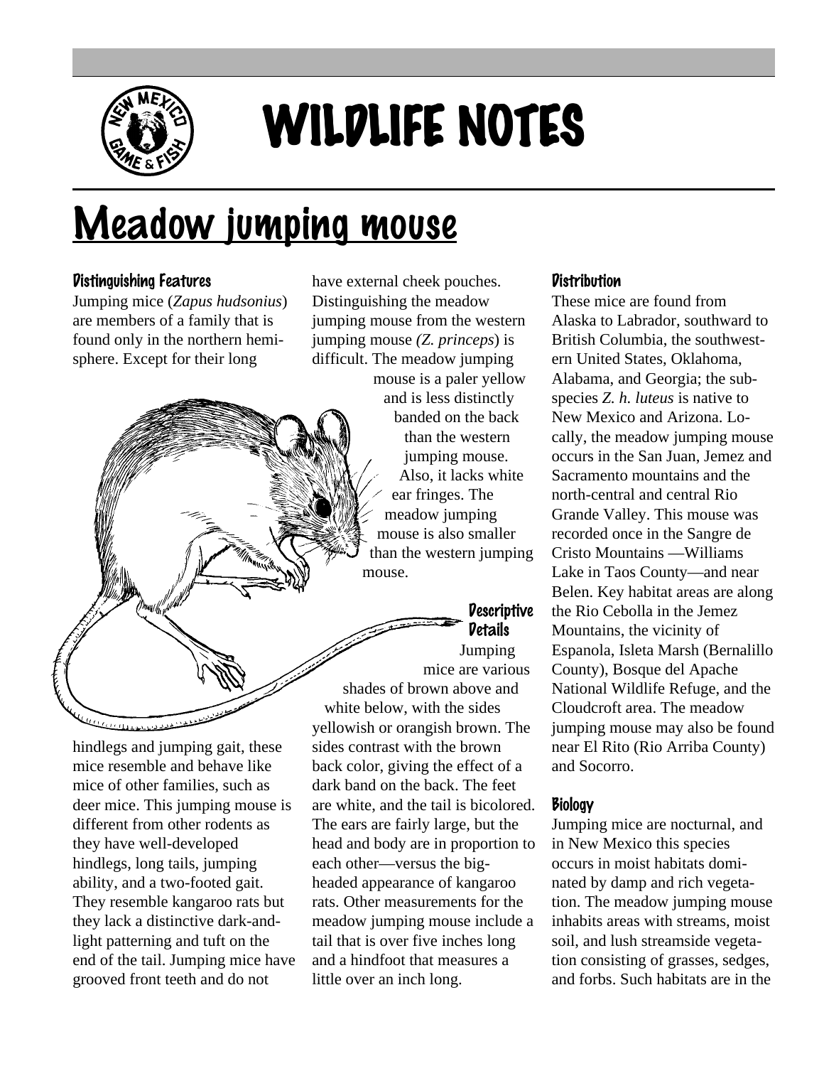# WILDLIFE NOTES

# Meadow jumping mouse

### Distinguishing Features

Jumping mice (*Zapus hudsonius*) are members of a family that is found only in the northern hemisphere. Except for their long hindlegs and jumping gait, these mice resemble and behave like mice of other families, such as deer mice. This jumping mouse is different from other rodents as they have well-developed hindlegs, long tails, jumping ability, and a two-footed gait. They resemble kangaroo rats but they lack a distinctive dark-and-light patterning and tuft on the end of the tail. Jumping mice have grooved front teeth and do not have external cheek pouches. Distinguishing the meadow jumping mouse from the western jumping mouse (*Z. princeps*) is difficult. The meadow jumping mouse is a paler yellow and is less distinctly banded on the back than the western jumping mouse. Also, it lacks white ear fringes. The meadow jumping mouse is also smaller than the western jumping mouse.

### Descriptive Details

Jumping mice are various shades of brown above and white below, with the sides yellowish or orangish brown. The sides contrast with the brown back color, giving the effect of a dark band on the back. The feet are white, and the tail is bicolored. The ears are fairly large, but the head and body are in proportion to each other—versus the big-headed appearance of kangaroo rats. Other measurements for the meadow jumping mouse include a tail that is over five inches long and a hindfoot that measures a little over an inch long.

### Distribution

These mice are found from Alaska to Labrador, southward to British Columbia, the southwestern United States, Oklahoma, Alabama, and Georgia; the subspecies *Z. h. luteus* is native to New Mexico and Arizona. Locally, the meadow jumping mouse occurs in the San Juan, Jemez and Sacramento mountains and the north-central and central Rio Grande Valley. This mouse was recorded once in the Sangre de Cristo Mountains —Williams Lake in Taos County—and near Belen. Key habitat areas are along the Rio Cebolla in the Jemez Mountains, the vicinity of Espanola, Isleta Marsh (Bernalillo County), Bosque del Apache National Wildlife Refuge, and the Cloudcroft area. The meadow jumping mouse may also be found near El Rito (Rio Arriba County) and Socorro.

### Biology

Jumping mice are nocturnal, and in New Mexico this species occurs in moist habitats dominated by damp and rich vegetation. The meadow jumping mouse inhabits areas with streams, moist soil, and lush streamside vegetation consisting of grasses, sedges, and forbs. Such habitats are in the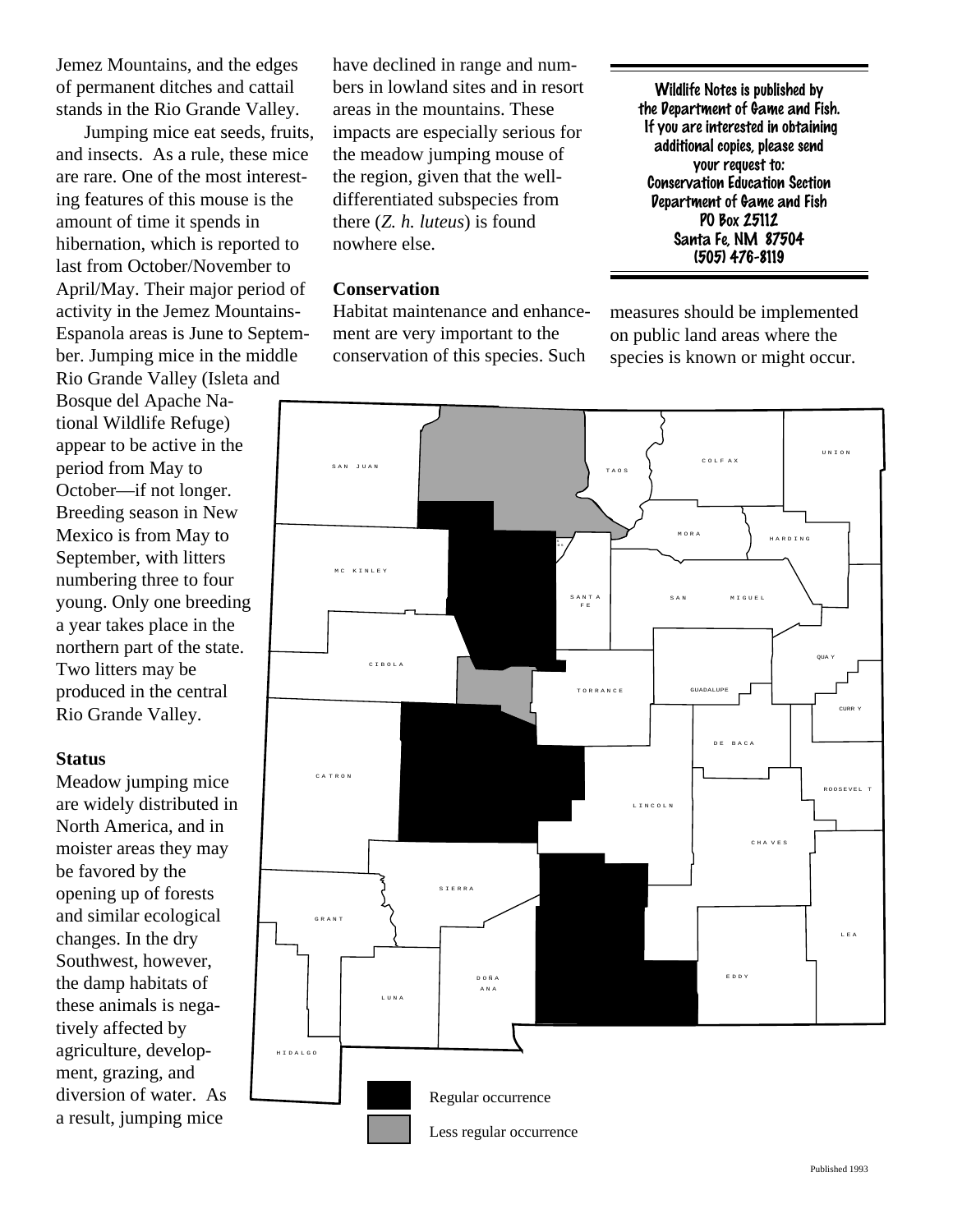Jemez Mountains, and the edges of permanent ditches and cattail stands in the Rio Grande Valley.

Jumping mice eat seeds, fruits, and insects. As a rule, these mice are rare. One of the most interesting features of this mouse is the amount of time it spends in hibernation, which is reported to last from October/November to April/May. Their major period of activity in the Jemez Mountains-Espanola areas is June to September. Jumping mice in the middle Rio Grande Valley (Isleta and Bosque del Apache National Wildlife Refuge) appear to be active in the period from May to October—if not longer. Breeding season in New Mexico is from May to September, with litters numbering three to four young. Only one breeding a year takes place in the northern part of the state. Two litters may be produced in the central Rio Grande Valley.

**Status**

Meadow jumping mice are widely distributed in North America, and in moister areas they may be favored by the opening up of forests and similar ecological changes. In the dry Southwest, however, the damp habitats of these animals is negatively affected by agriculture, development, grazing, and diversion of water. As a result, jumping mice have declined in range and numbers in lowland sites and in resort areas in the mountains. These impacts are especially serious for the meadow jumping mouse of the region, given that the well-differentiated subspecies from there (*Z. h. luteus*) is found nowhere else.

**Conservation**

Habitat maintenance and enhancement are very important to the conservation of this species. Such measures should be implemented on public land areas where the species is known or might occur.

Wildlife Notes is published by the Department of Game and Fish. If you are interested in obtaining additional copies, please send your request to:
Conservation Education Section
Department of Game and Fish
PO Box 25112
Santa Fe, NM 87504
(505) 476-8119

SAN JUAN
TAOS
COLFAX
UNION
MORA
HARDING
MC KINLEY
SANTA FE
SAN MIGUEL
CIBOLA
QUAY
TORRANCE
GUADALUPE
CURRY
DE BACA
CATRON
ROOSEVELT
LINCOLN
CHAVES
SIERRA
GRANT
LEA
EDDY
DOÑA ANA
LUNA
HIDALGO

Regular occurrence
Less regular occurrence

Published 1993